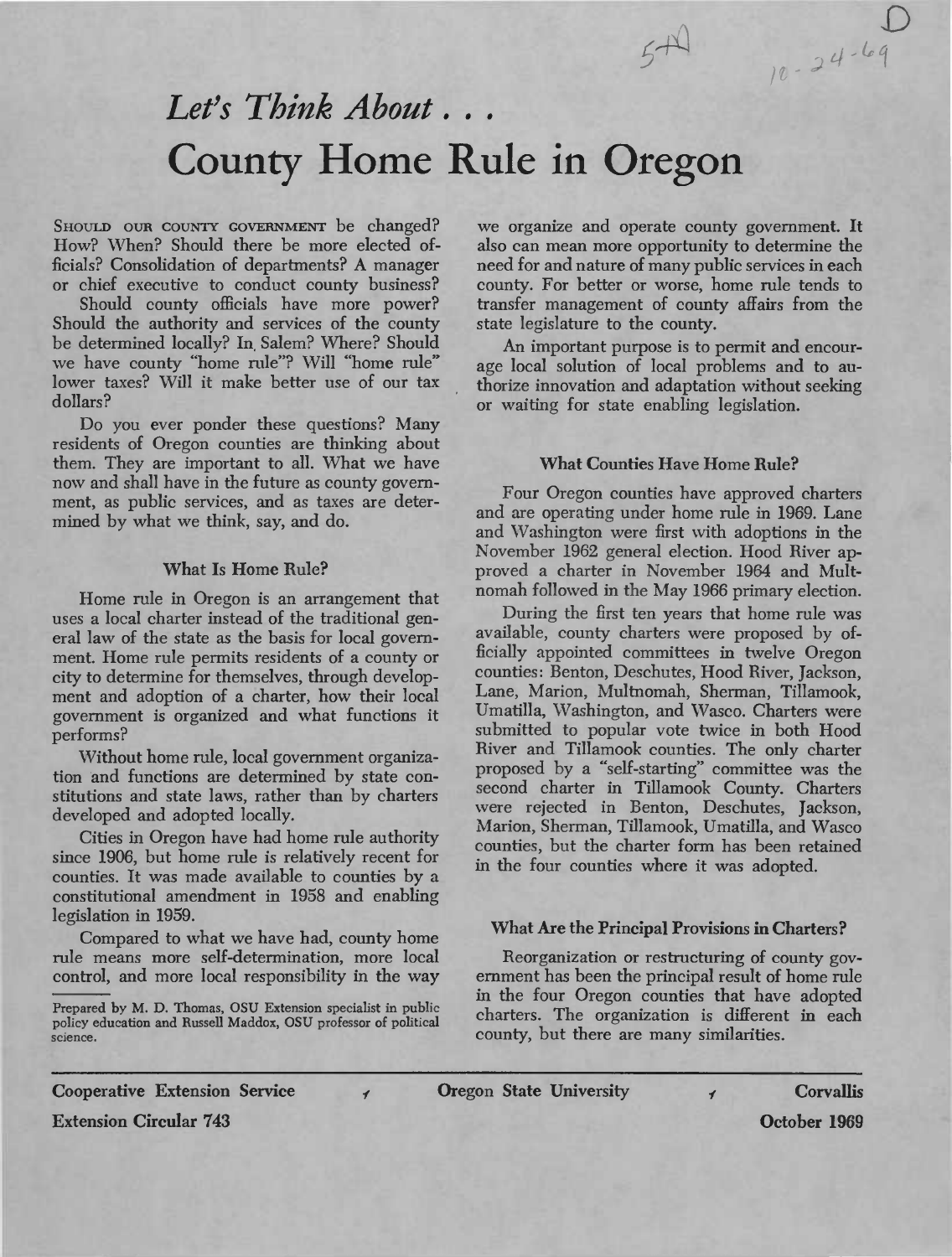# *Let's Think About . . .*

# County Home Rule in Oregon

SHOULD OUR COUNTY GOVERNMENT be changed? How? When? Should there be more elected officials? Consolidation of departments? A manager or chief executive to conduct county business?

Should county officials have more power? Should the authority and services of the county be determined locally? In Salem? Where? Should we have county "home rule"? Will "home rule" lower taxes? Will it make better use of our tax dollars?

Do you ever ponder these questions? Many residents of Oregon counties are thinking about them. They are important to all. What we have now and shall have in the future as county government, as public services, and as taxes are determined by what we think, say, and do.

### What Is Home Rule?

Home rule in Oregon is an arrangement that uses a local charter instead of the traditional general law of the state as the basis for local government. Home rule permits residents of a county or city to determine for themselves, through development and adoption of a charter, how their local government is organized and what functions it performs?

Without home rule, local government organization and functions are determined by state constitutions and state laws, rather than by charters developed and adopted locally.

Cities in Oregon have had home rule authority since 1906, but home rule is relatively recent for counties. It was made available to counties by a constitutional amendment in 1958 and enabling legislation in 1959.

Compared to what we have had, county home rule means more self-determination, more local control, and more local responsibility in the way we organize and operate county government. It also can mean more opportunity to determine the need for and nature of many public services in each county. For better or worse, home rule tends to transfer management of county affairs from the state legislature to the county.

An important purpose is to permit and encourage local solution of local problems and to authorize innovation and adaptation without seeking or waiting for state enabling legislation.

Prepared by M. D. Thomas, OSU Extension specialist in public policy education and Russell Maddox, OSU professor of political science.

### What Counties Have Home Rule?

Four Oregon counties have approved charters and are operating under home rule in 1969. Lane and Washington were first with adoptions in the November 1962 general election. Hood River approved a charter in November 1964 and Multnomah followed in the May 1966 primary election.

During the first ten years that home rule was available, county charters were proposed by officially appointed committees in twelve Oregon counties: Benton, Deschutes, Hood River, Jackson, Lane, Marion, Multnomah, Sherman, Tillamook, Umatilla, Washington, and Wasco. Charters were submitted to popular vote twice in both Hood River and Tillamook counties. The only charter proposed by a "self-starting" committee was the second charter in Tillamook County. Charters were rejected in Benton, Deschutes, Jackson, Marion, Sherman, Tillamook, Umatilla, and Wasco counties, but the charter form has been retained in the four counties where it was adopted.

### What Are the Principal Provisions in Charters?

Reorganization or restructuring of county government has been the principal result of home rule in the four Oregon counties that have adopted charters. The organization is different in each county, but there are many similarities.

Cooperative Extension Service · Oregon State University · Corvallis

Extension Circular 743 · October 1969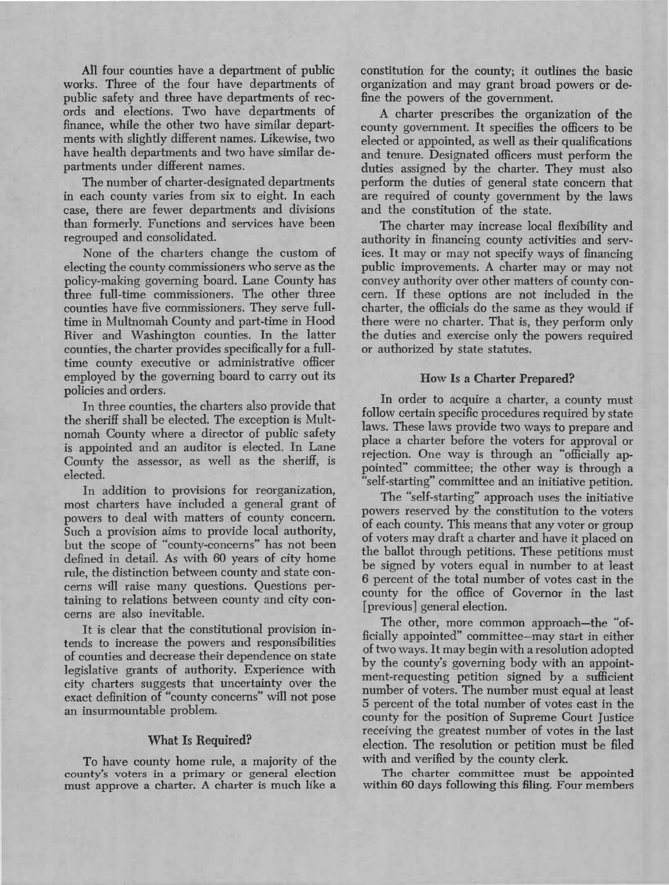All four counties have a department of public works. Three of the four have departments of public safety and three have departments of records and elections. Two have departments of finance, while the other two have similar departments with slightly different names. Likewise, two have health departments and two have similar departments under different names.

The number of charter-designated departments in each county varies from six to eight. In each case, there are fewer departments and divisions than formerly. Functions and services have been regrouped and consolidated.

None of the charters change the custom of electing the county commissioners who serve as the policy-making governing board. Lane County has three full-time commissioners. The other three counties have five commissioners. They serve full-time in Multnomah County and part-time in Hood River and Washington counties. In the latter counties, the charter provides specifically for a full-time county executive or administrative officer employed by the governing board to carry out its policies and orders.

In three counties, the charters also provide that the sheriff shall be elected. The exception is Multnomah County where a director of public safety is appointed and an auditor is elected. In Lane County the assessor, as well as the sheriff, is elected.

In addition to provisions for reorganization, most charters have included a general grant of powers to deal with matters of county concern. Such a provision aims to provide local authority, but the scope of "county-concerns" has not been defined in detail. As with 60 years of city home rule, the distinction between county and state concerns will raise many questions. Questions pertaining to relations between county and city concerns are also inevitable.

It is clear that the constitutional provision intends to increase the powers and responsibilities of counties and decrease their dependence on state legislative grants of authority. Experience with city charters suggests that uncertainty over the exact definition of "county concerns" will not pose an insurmountable problem.

## What Is Required?

To have county home rule, a majority of the county's voters in a primary or general election must approve a charter. A charter is much like a constitution for the county; it outlines the basic organization and may grant broad powers or define the powers of the government.

A charter prescribes the organization of the county government. It specifies the officers to be elected or appointed, as well as their qualifications and tenure. Designated officers must perform the duties assigned by the charter. They must also perform the duties of general state concern that are required of county government by the laws and the constitution of the state.

The charter may increase local flexibility and authority in financing county activities and services. It may or may not specify ways of financing public improvements. A charter may or may not convey authority over other matters of county concern. If these options are not included in the charter, the officials do the same as they would if there were no charter. That is, they perform only the duties and exercise only the powers required or authorized by state statutes.

## How Is a Charter Prepared?

In order to acquire a charter, a county must follow certain specific procedures required by state laws. These laws provide two ways to prepare and place a charter before the voters for approval or rejection. One way is through an "officially appointed" committee; the other way is through a "self-starting" committee and an initiative petition.

The "self-starting" approach uses the initiative powers reserved by the constitution to the voters of each county. This means that any voter or group of voters may draft a charter and have it placed on the ballot through petitions. These petitions must be signed by voters equal in number to at least 6 percent of the total number of votes cast in the county for the office of Governor in the last [previous] general election.

The other, more common approach—the "officially appointed" committee—may start in either of two ways. It may begin with a resolution adopted by the county's governing body with an appointment-requesting petition signed by a sufficient number of voters. The number must equal at least 5 percent of the total number of votes cast in the county for the position of Supreme Court Justice receiving the greatest number of votes in the last election. The resolution or petition must be filed with and verified by the county clerk.

The charter committee must be appointed within 60 days following this filing. Four members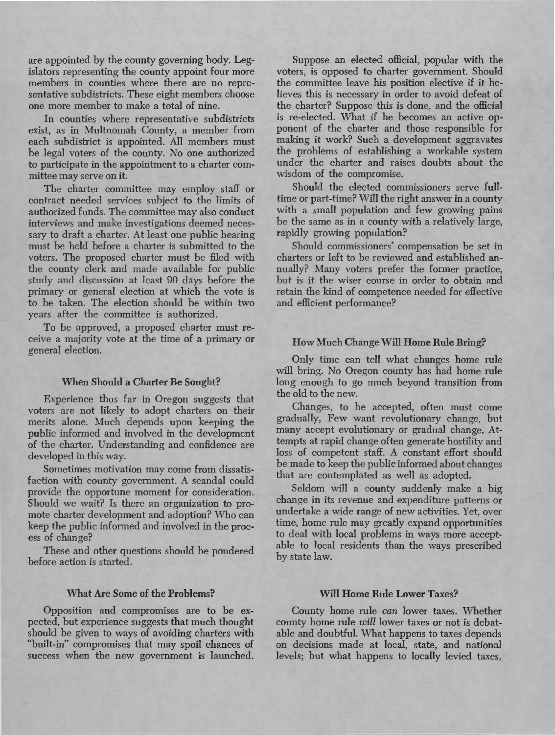are appointed by the county governing body. Legislators representing the county appoint four more members in counties where there are no representative subdistricts. These eight members choose one more member to make a total of nine.

In counties where representative subdistricts exist, as in Multnomah County, a member from each subdistrict is appointed. All members must be legal voters of the county. No one authorized to participate in the appointment to a charter committee may serve on it.

The charter committee may employ staff or contract needed services subject to the limits of authorized funds. The committee may also conduct interviews and make investigations deemed necessary to draft a charter. At least one public hearing must be held before a charter is submitted to the voters. The proposed charter must be filed with the county clerk and made available for public study and discussion at least 90 days before the primary or general election at which the vote is to be taken. The election should be within two years after the committee is authorized.

To be approved, a proposed charter must receive a majority vote at the time of a primary or general election.

### When Should a Charter Be Sought?

Experience thus far in Oregon suggests that voters are not likely to adopt charters on their merits alone. Much depends upon keeping the public informed and involved in the development of the charter. Understanding and confidence are developed in this way.

Sometimes motivation may come from dissatisfaction with county government. A scandal could provide the opportune moment for consideration. Should we wait? Is there an organization to promote charter development and adoption? Who can keep the public informed and involved in the process of change?

These and other questions should be pondered before action is started.

### What Are Some of the Problems?

Opposition and compromises are to be expected, but experience suggests that much thought should be given to ways of avoiding charters with "built-in" compromises that may spoil chances of success when the new government is launched.

Suppose an elected official, popular with the voters, is opposed to charter government. Should the committee leave his position elective if it believes this is necessary in order to avoid defeat of the charter? Suppose this is done, and the official is re-elected. What if he becomes an active opponent of the charter and those responsible for making it work? Such a development aggravates the problems of establishing a workable system under the charter and raises doubts about the wisdom of the compromise.

Should the elected commissioners serve full-time or part-time? Will the right answer in a county with a small population and few growing pains be the same as in a county with a relatively large, rapidly growing population?

Should commissioners' compensation be set in charters or left to be reviewed and established annually? Many voters prefer the former practice, but is it the wiser course in order to obtain and retain the kind of competence needed for effective and efficient performance?

### How Much Change Will Home Rule Bring?

Only time can tell what changes home rule will bring. No Oregon county has had home rule long enough to go much beyond transition from the old to the new.

Changes, to be accepted, often must come gradually, Few want revolutionary change, but many accept evolutionary or gradual change. Attempts at rapid change often generate hostility and loss of competent staff. A constant effort should be made to keep the public informed about changes that are contemplated as well as adopted.

Seldom will a county suddenly make a big change in its revenue and expenditure patterns or undertake a wide range of new activities. Yet, over time, home rule may greatly expand opportunities to deal with local problems in ways more acceptable to local residents than the ways prescribed by state law.

### Will Home Rule Lower Taxes?

County home rule *can* lower taxes. Whether county home rule *will* lower taxes or not is debatable and doubtful. What happens to taxes depends on decisions made at local, state, and national levels; but what happens to locally levied taxes,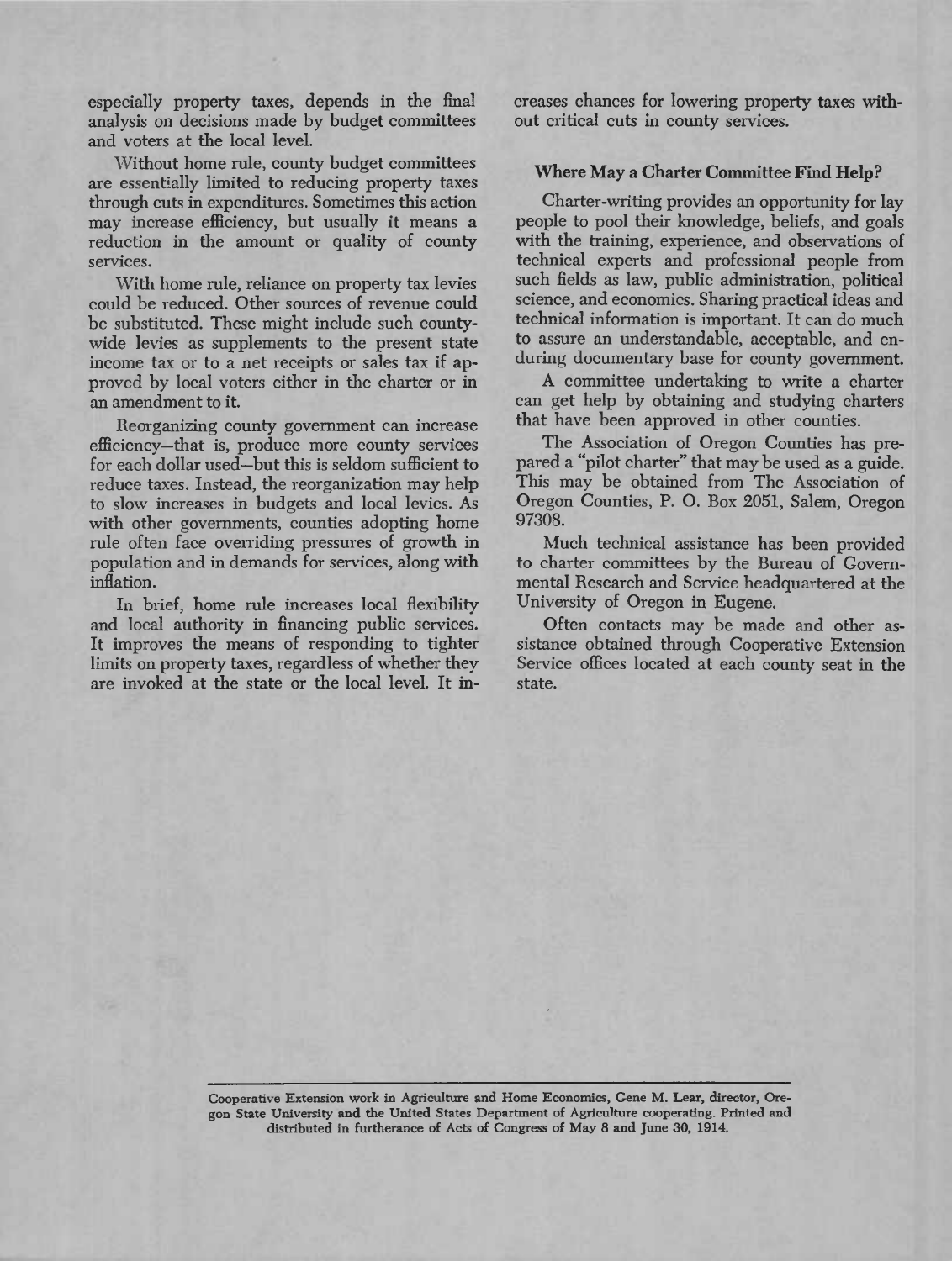especially property taxes, depends in the final analysis on decisions made by budget committees and voters at the local level.

Without home rule, county budget committees are essentially limited to reducing property taxes through cuts in expenditures. Sometimes this action may increase efficiency, but usually it means a reduction in the amount or quality of county services.

With home rule, reliance on property tax levies could be reduced. Other sources of revenue could be substituted. These might include such countywide levies as supplements to the present state income tax or to a net receipts or sales tax if approved by local voters either in the charter or in an amendment to it.

Reorganizing county government can increase efficiency—that is, produce more county services for each dollar used—but this is seldom sufficient to reduce taxes. Instead, the reorganization may help to slow increases in budgets and local levies. As with other governments, counties adopting home rule often face overriding pressures of growth in population and in demands for services, along with inflation.

In brief, home rule increases local flexibility and local authority in financing public services. It improves the means of responding to tighter limits on property taxes, regardless of whether they are invoked at the state or the local level. It increases chances for lowering property taxes without critical cuts in county services.

### Where May a Charter Committee Find Help?

Charter-writing provides an opportunity for lay people to pool their knowledge, beliefs, and goals with the training, experience, and observations of technical experts and professional people from such fields as law, public administration, political science, and economics. Sharing practical ideas and technical information is important. It can do much to assure an understandable, acceptable, and enduring documentary base for county government.

A committee undertaking to write a charter can get help by obtaining and studying charters that have been approved in other counties.

The Association of Oregon Counties has prepared a "pilot charter" that may be used as a guide. This may be obtained from The Association of Oregon Counties, P. O. Box 2051, Salem, Oregon 97308.

Much technical assistance has been provided to charter committees by the Bureau of Governmental Research and Service headquartered at the University of Oregon in Eugene.

Often contacts may be made and other assistance obtained through Cooperative Extension Service offices located at each county seat in the state.

---

Cooperative Extension work in Agriculture and Home Economics, Gene M. Lear, director, Oregon State University and the United States Department of Agriculture cooperating. Printed and distributed in furtherance of Acts of Congress of May 8 and June 30, 1914.